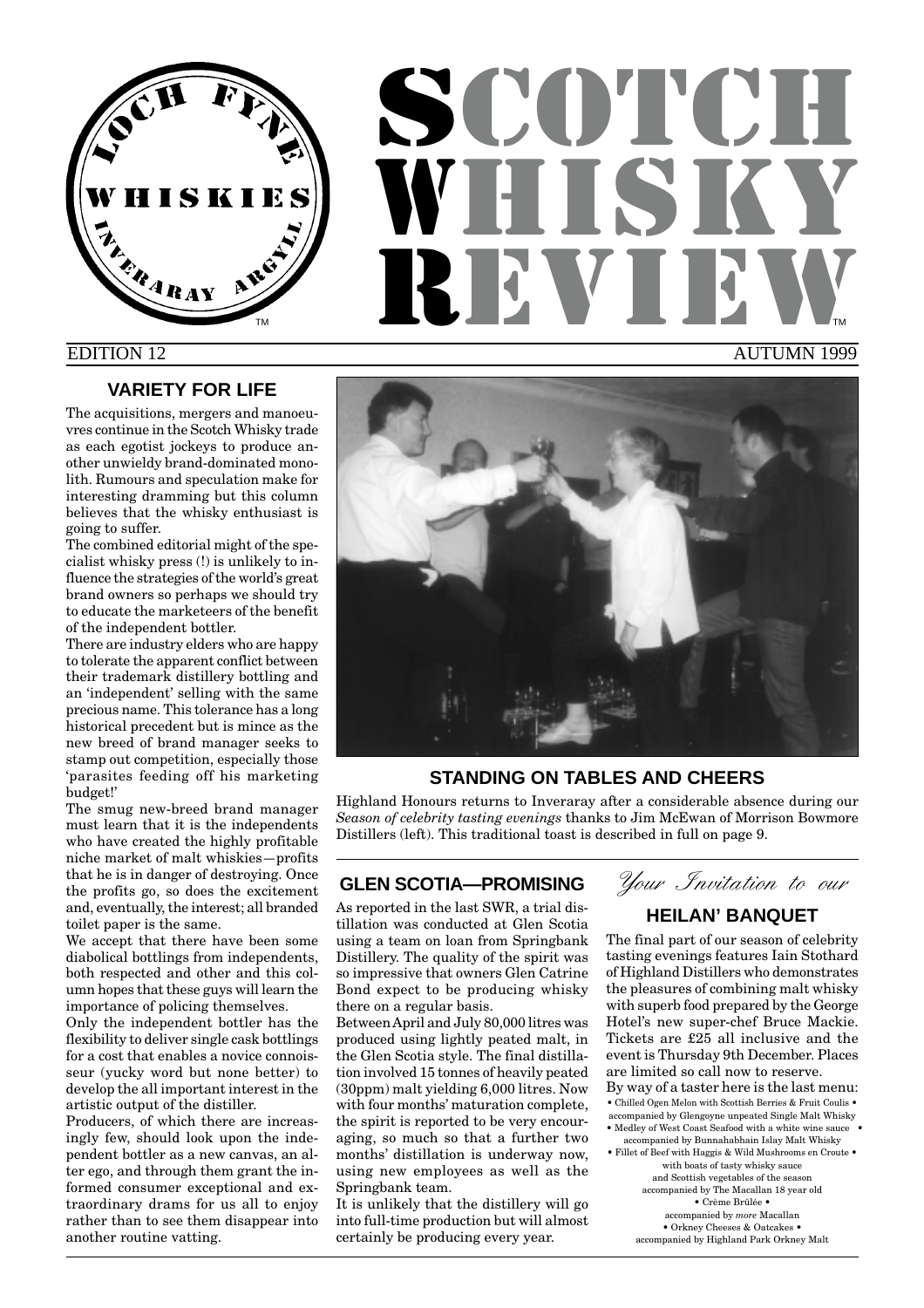# SCOTCH WHISKY REVIEW

LOCH FYNE WHISKIES INVERARAY ARGYLL™

EDITION 12 AUTUMN 1999

## VARIETY FOR LIFE

The acquisitions, mergers and manoeuvres continue in the Scotch Whisky trade as each egotist jockeys to produce another unwieldy brand-dominated monolith. Rumours and speculation make for interesting dramming but this column believes that the whisky enthusiast is going to suffer.

The combined editorial might of the specialist whisky press (!) is unlikely to influence the strategies of the world's great brand owners so perhaps we should try to educate the marketeers of the benefit of the independent bottler.

There are industry elders who are happy to tolerate the apparent conflict between their trademark distillery bottling and an 'independent' selling with the same precious name. This tolerance has a long historical precedent but is mince as the new breed of brand manager seeks to stamp out competition, especially those 'parasites feeding off his marketing budget!'

The smug new-breed brand manager must learn that it is the independents who have created the highly profitable niche market of malt whiskies—profits that he is in danger of destroying. Once the profits go, so does the excitement and, eventually, the interest; all branded toilet paper is the same.

We accept that there have been some diabolical bottlings from independents, both respected and other and this column hopes that these guys will learn the importance of policing themselves.

Only the independent bottler has the flexibility to deliver single cask bottlings for a cost that enables a novice connoisseur (yucky word but none better) to develop the all important interest in the artistic output of the distiller.

Producers, of which there are increasingly few, should look upon the independent bottler as a new canvas, an alter ego, and through them grant the informed consumer exceptional and extraordinary drams for us all to enjoy rather than to see them disappear into another routine vatting.

## STANDING ON TABLES AND CHEERS

Highland Honours returns to Inveraray after a considerable absence during our *Season of celebrity tasting evenings* thanks to Jim McEwan of Morrison Bowmore Distillers (left). This traditional toast is described in full on page 9.

## GLEN SCOTIA—PROMISING

As reported in the last SWR, a trial distillation was conducted at Glen Scotia using a team on loan from Springbank Distillery. The quality of the spirit was so impressive that owners Glen Catrine Bond expect to be producing whisky there on a regular basis.

Between April and July 80,000 litres was produced using lightly peated malt, in the Glen Scotia style. The final distillation involved 15 tonnes of heavily peated (30ppm) malt yielding 6,000 litres. Now with four months' maturation complete, the spirit is reported to be very encouraging, so much so that a further two months' distillation is underway now, using new employees as well as the Springbank team.

It is unlikely that the distillery will go into full-time production but will almost certainly be producing every year.

*Your Invitation to our*

## HEILAN' BANQUET

The final part of our season of celebrity tasting evenings features Iain Stothard of Highland Distillers who demonstrates the pleasures of combining malt whisky with superb food prepared by the George Hotel's new super-chef Bruce Mackie. Tickets are £25 all inclusive and the event is Thursday 9th December. Places are limited so call now to reserve.

By way of a taster here is the last menu:

• Chilled Ogen Melon with Scottish Berries & Fruit Coulis •
accompanied by Glengoyne unpeated Single Malt Whisky

• Medley of West Coast Seafood with a white wine sauce •
accompanied by Bunnahabhain Islay Malt Whisky

• Fillet of Beef with Haggis & Wild Mushrooms en Croute •
with boats of tasty whisky sauce
and Scottish vegetables of the season
accompanied by The Macallan 18 year old

• Crème Brûlée •
accompanied by *more* Macallan

• Orkney Cheeses & Oatcakes •
accompanied by Highland Park Orkney Malt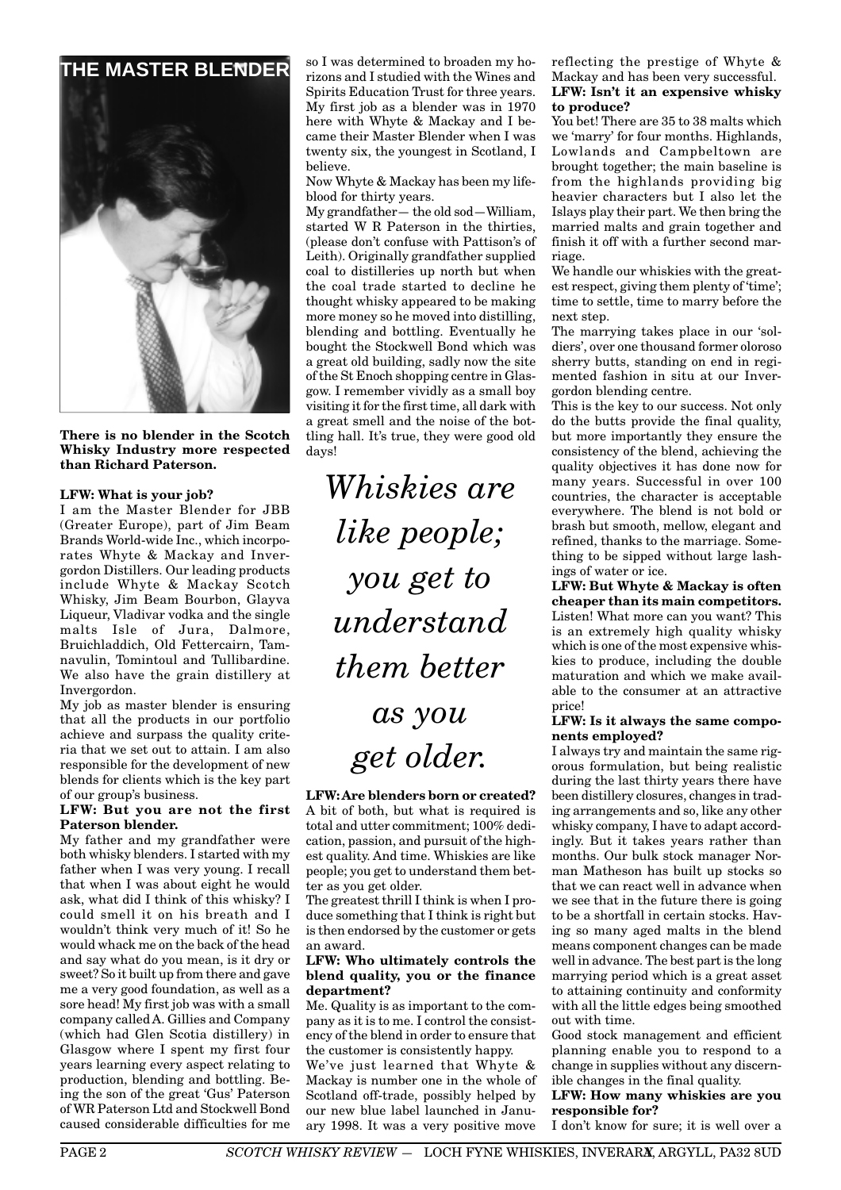# THE MASTER BLENDER

**There is no blender in the Scotch Whisky Industry more respected than Richard Paterson.**

**LFW: What is your job?**

I am the Master Blender for JBB (Greater Europe), part of Jim Beam Brands World-wide Inc., which incorporates Whyte & Mackay and Invergordon Distillers. Our leading products include Whyte & Mackay Scotch Whisky, Jim Beam Bourbon, Glayva Liqueur, Vladivar vodka and the single malts Isle of Jura, Dalmore, Bruichladdich, Old Fettercairn, Tamnavulin, Tomintoul and Tullibardine. We also have the grain distillery at Invergordon.

My job as master blender is ensuring that all the products in our portfolio achieve and surpass the quality criteria that we set out to attain. I am also responsible for the development of new blends for clients which is the key part of our group's business.

**LFW: But you are not the first Paterson blender.**

My father and my grandfather were both whisky blenders. I started with my father when I was very young. I recall that when I was about eight he would ask, what did I think of this whisky? I could smell it on his breath and I wouldn't think very much of it! So he would whack me on the back of the head and say what do you mean, is it dry or sweet? So it built up from there and gave me a very good foundation, as well as a sore head! My first job was with a small company called A. Gillies and Company (which had Glen Scotia distillery) in Glasgow where I spent my first four years learning every aspect relating to production, blending and bottling. Being the son of the great 'Gus' Paterson of WR Paterson Ltd and Stockwell Bond caused considerable difficulties for me so I was determined to broaden my horizons and I studied with the Wines and Spirits Education Trust for three years. My first job as a blender was in 1970 here with Whyte & Mackay and I became their Master Blender when I was twenty six, the youngest in Scotland, I believe.

Now Whyte & Mackay has been my lifeblood for thirty years.

My grandfather— the old sod—William, started W R Paterson in the thirties, (please don't confuse with Pattison's of Leith). Originally grandfather supplied coal to distilleries up north but when the coal trade started to decline he thought whisky appeared to be making more money so he moved into distilling, blending and bottling. Eventually he bought the Stockwell Bond which was a great old building, sadly now the site of the St Enoch shopping centre in Glasgow. I remember vividly as a small boy visiting it for the first time, all dark with a great smell and the noise of the bottling hall. It's true, they were good old days!

> *Whiskies are like people; you get to understand them better as you get older.*

**LFW: Are blenders born or created?**

A bit of both, but what is required is total and utter commitment; 100% dedication, passion, and pursuit of the highest quality. And time. Whiskies are like people; you get to understand them better as you get older.

The greatest thrill I think is when I produce something that I think is right but is then endorsed by the customer or gets an award.

**LFW: Who ultimately controls the blend quality, you or the finance department?**

Me. Quality is as important to the company as it is to me. I control the consistency of the blend in order to ensure that the customer is consistently happy.

We've just learned that Whyte & Mackay is number one in the whole of Scotland off-trade, possibly helped by our new blue label launched in January 1998. It was a very positive move reflecting the prestige of Whyte & Mackay and has been very successful.

**LFW: Isn't it an expensive whisky to produce?**

You bet! There are 35 to 38 malts which we 'marry' for four months. Highlands, Lowlands and Campbeltown are brought together; the main baseline is from the highlands providing big heavier characters but I also let the Islays play their part. We then bring the married malts and grain together and finish it off with a further second marriage.

We handle our whiskies with the greatest respect, giving them plenty of 'time'; time to settle, time to marry before the next step.

The marrying takes place in our 'soldiers', over one thousand former oloroso sherry butts, standing on end in regimented fashion in situ at our Invergordon blending centre.

This is the key to our success. Not only do the butts provide the final quality, but more importantly they ensure the consistency of the blend, achieving the quality objectives it has done now for many years. Successful in over 100 countries, the character is acceptable everywhere. The blend is not bold or brash but smooth, mellow, elegant and refined, thanks to the marriage. Something to be sipped without large lashings of water or ice.

**LFW: But Whyte & Mackay is often cheaper than its main competitors.**

Listen! What more can you want? This is an extremely high quality whisky which is one of the most expensive whiskies to produce, including the double maturation and which we make available to the consumer at an attractive price!

**LFW: Is it always the same components employed?**

I always try and maintain the same rigorous formulation, but being realistic during the last thirty years there have been distillery closures, changes in trading arrangements and so, like any other whisky company, I have to adapt accordingly. But it takes years rather than months. Our bulk stock manager Norman Matheson has built up stocks so that we can react well in advance when we see that in the future there is going to be a shortfall in certain stocks. Having so many aged malts in the blend means component changes can be made well in advance. The best part is the long marrying period which is a great asset to attaining continuity and conformity with all the little edges being smoothed out with time.

Good stock management and efficient planning enable you to respond to a change in supplies without any discernible changes in the final quality.

**LFW: How many whiskies are you responsible for?**

I don't know for sure; it is well over a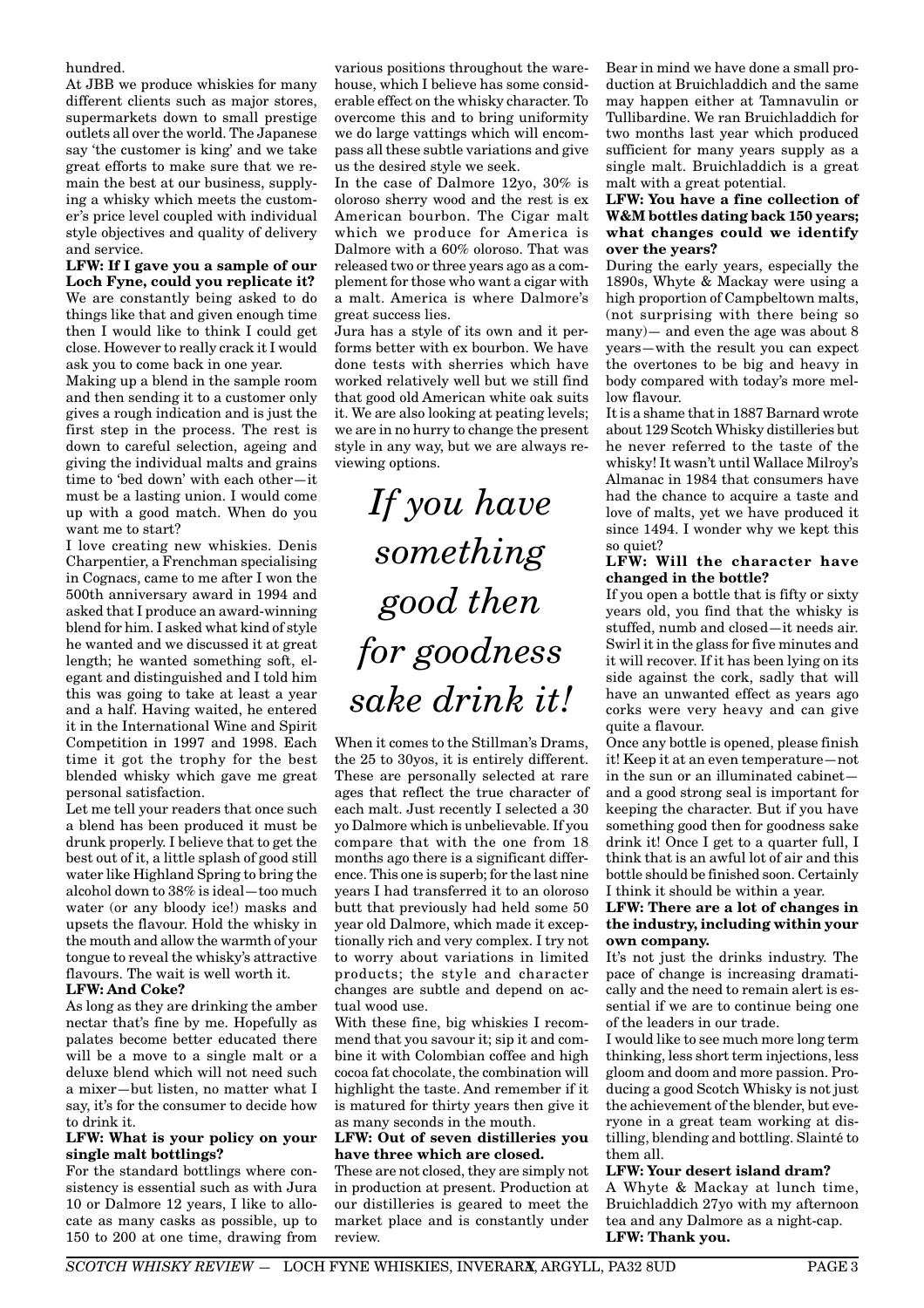hundred.

At JBB we produce whiskies for many different clients such as major stores, supermarkets down to small prestige outlets all over the world. The Japanese say 'the customer is king' and we take great efforts to make sure that we remain the best at our business, supplying a whisky which meets the customer's price level coupled with individual style objectives and quality of delivery and service.

**LFW: If I gave you a sample of our Loch Fyne, could you replicate it?**

We are constantly being asked to do things like that and given enough time then I would like to think I could get close. However to really crack it I would ask you to come back in one year.

Making up a blend in the sample room and then sending it to a customer only gives a rough indication and is just the first step in the process. The rest is down to careful selection, ageing and giving the individual malts and grains time to 'bed down' with each other—it must be a lasting union. I would come up with a good match. When do you want me to start?

I love creating new whiskies. Denis Charpentier, a Frenchman specialising in Cognacs, came to me after I won the 500th anniversary award in 1994 and asked that I produce an award-winning blend for him. I asked what kind of style he wanted and we discussed it at great length; he wanted something soft, elegant and distinguished and I told him this was going to take at least a year and a half. Having waited, he entered it in the International Wine and Spirit Competition in 1997 and 1998. Each time it got the trophy for the best blended whisky which gave me great personal satisfaction.

Let me tell your readers that once such a blend has been produced it must be drunk properly. I believe that to get the best out of it, a little splash of good still water like Highland Spring to bring the alcohol down to 38% is ideal—too much water (or any bloody ice!) masks and upsets the flavour. Hold the whisky in the mouth and allow the warmth of your tongue to reveal the whisky's attractive flavours. The wait is well worth it.

**LFW: And Coke?**

As long as they are drinking the amber nectar that's fine by me. Hopefully as palates become better educated there will be a move to a single malt or a deluxe blend which will not need such a mixer—but listen, no matter what I say, it's for the consumer to decide how to drink it.

**LFW: What is your policy on your single malt bottlings?**

For the standard bottlings where consistency is essential such as with Jura 10 or Dalmore 12 years, I like to allocate as many casks as possible, up to 150 to 200 at one time, drawing from various positions throughout the warehouse, which I believe has some considerable effect on the whisky character. To overcome this and to bring uniformity we do large vattings which will encompass all these subtle variations and give us the desired style we seek.

In the case of Dalmore 12yo, 30% is oloroso sherry wood and the rest is ex American bourbon. The Cigar malt which we produce for America is Dalmore with a 60% oloroso. That was released two or three years ago as a complement for those who want a cigar with a malt. America is where Dalmore's great success lies.

Jura has a style of its own and it performs better with ex bourbon. We have done tests with sherries which have worked relatively well but we still find that good old American white oak suits it. We are also looking at peating levels; we are in no hurry to change the present style in any way, but we are always reviewing options.

*If you have something good then for goodness sake drink it!*

When it comes to the Stillman's Drams, the 25 to 30yos, it is entirely different. These are personally selected at rare ages that reflect the true character of each malt. Just recently I selected a 30 yo Dalmore which is unbelievable. If you compare that with the one from 18 months ago there is a significant difference. This one is superb; for the last nine years I had transferred it to an oloroso butt that previously had held some 50 year old Dalmore, which made it exceptionally rich and very complex. I try not to worry about variations in limited products; the style and character changes are subtle and depend on actual wood use.

With these fine, big whiskies I recommend that you savour it; sip it and combine it with Colombian coffee and high cocoa fat chocolate, the combination will highlight the taste. And remember if it is matured for thirty years then give it as many seconds in the mouth.

**LFW: Out of seven distilleries you have three which are closed.**

These are not closed, they are simply not in production at present. Production at our distilleries is geared to meet the market place and is constantly under review.

Bear in mind we have done a small production at Bruichladdich and the same may happen either at Tamnavulin or Tullibardine. We ran Bruichladdich for two months last year which produced sufficient for many years supply as a single malt. Bruichladdich is a great malt with a great potential.

**LFW: You have a fine collection of W&M bottles dating back 150 years; what changes could we identify over the years?**

During the early years, especially the 1890s, Whyte & Mackay were using a high proportion of Campbeltown malts, (not surprising with there being so many)— and even the age was about 8 years—with the result you can expect the overtones to be big and heavy in body compared with today's more mellow flavour.

It is a shame that in 1887 Barnard wrote about 129 Scotch Whisky distilleries but he never referred to the taste of the whisky! It wasn't until Wallace Milroy's Almanac in 1984 that consumers have had the chance to acquire a taste and love of malts, yet we have produced it since 1494. I wonder why we kept this so quiet?

**LFW: Will the character have changed in the bottle?**

If you open a bottle that is fifty or sixty years old, you find that the whisky is stuffed, numb and closed—it needs air. Swirl it in the glass for five minutes and it will recover. If it has been lying on its side against the cork, sadly that will have an unwanted effect as years ago corks were very heavy and can give quite a flavour.

Once any bottle is opened, please finish it! Keep it at an even temperature—not in the sun or an illuminated cabinet—and a good strong seal is important for keeping the character. But if you have something good then for goodness sake drink it! Once I get to a quarter full, I think that is an awful lot of air and this bottle should be finished soon. Certainly I think it should be within a year.

**LFW: There are a lot of changes in the industry, including within your own company.**

It's not just the drinks industry. The pace of change is increasing dramatically and the need to remain alert is essential if we are to continue being one of the leaders in our trade.

I would like to see much more long term thinking, less short term injections, less gloom and doom and more passion. Producing a good Scotch Whisky is not just the achievement of the blender, but everyone in a great team working at distilling, blending and bottling. Slainté to them all.

**LFW: Your desert island dram?**

A Whyte & Mackay at lunch time, Bruichladdich 27yo with my afternoon tea and any Dalmore as a night-cap.

**LFW: Thank you.**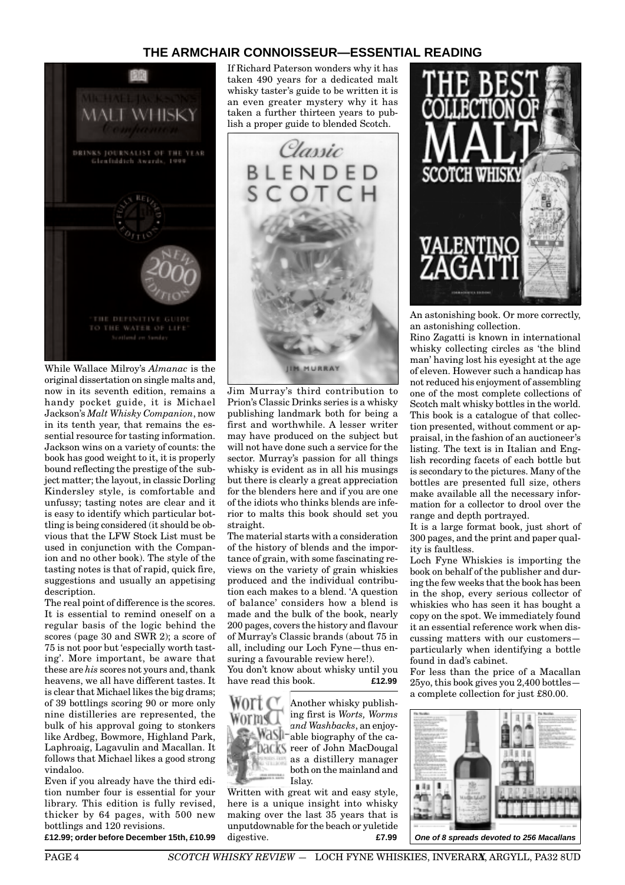## THE ARMCHAIR CONNOISSEUR—ESSENTIAL READING

While Wallace Milroy's *Almanac* is the original dissertation on single malts and, now in its seventh edition, remains a handy pocket guide, it is Michael Jackson's *Malt Whisky Companion*, now in its tenth year, that remains the essential resource for tasting information. Jackson wins on a variety of counts: the book has good weight to it, it is properly bound reflecting the prestige of the subject matter; the layout, in classic Dorling Kindersley style, is comfortable and unfussy; tasting notes are clear and it is easy to identify which particular bottling is being considered (it should be obvious that the LFW Stock List must be used in conjunction with the Companion and no other book). The style of the tasting notes is that of rapid, quick fire, suggestions and usually an appetising description.

The real point of difference is the scores. It is essential to remind oneself on a regular basis of the logic behind the scores (page 30 and SWR 2); a score of 75 is not poor but 'especially worth tasting'. More important, be aware that these are *his* scores not yours and, thank heavens, we all have different tastes. It is clear that Michael likes the big drams; of 39 bottlings scoring 90 or more only nine distilleries are represented, the bulk of his approval going to stonkers like Ardbeg, Bowmore, Highland Park, Laphroaig, Lagavulin and Macallan. It follows that Michael likes a good strong vindaloo.

Even if you already have the third edition number four is essential for your library. This edition is fully revised, thicker by 64 pages, with 500 new bottlings and 120 revisions.

**£12.99; order before December 15th, £10.99**

If Richard Paterson wonders why it has taken 490 years for a dedicated malt whisky taster's guide to be written it is an even greater mystery why it has taken a further thirteen years to publish a proper guide to blended Scotch.

Jim Murray's third contribution to Prion's Classic Drinks series is a whisky publishing landmark both for being a first and worthwhile. A lesser writer may have produced on the subject but will not have done such a service for the sector. Murray's passion for all things whisky is evident as in all his musings but there is clearly a great appreciation for the blenders here and if you are one of the idiots who thinks blends are inferior to malts this book should set you straight.

The material starts with a consideration of the history of blends and the importance of grain, with some fascinating reviews on the variety of grain whiskies produced and the individual contribution each makes to a blend. 'A question of balance' considers how a blend is made and the bulk of the book, nearly 200 pages, covers the history and flavour of Murray's Classic brands (about 75 in all, including our Loch Fyne—thus ensuring a favourable review here!).

You don't know about whisky until you have read this book. **£12.99**

Another whisky publishing first is *Worts, Worms and Washbacks*, an enjoyable biography of the career of John MacDougal as a distillery manager both on the mainland and Islay.

Written with great wit and easy style, here is a unique insight into whisky making over the last 35 years that is unputdownable for the beach or yuletide digestive. **£7.99**

An astonishing book. Or more correctly, an astonishing collection.

Rino Zagatti is known in international whisky collecting circles as 'the blind man' having lost his eyesight at the age of eleven. However such a handicap has not reduced his enjoyment of assembling one of the most complete collections of Scotch malt whisky bottles in the world. This book is a catalogue of that collection presented, without comment or appraisal, in the fashion of an auctioneer's listing. The text is in Italian and English recording facets of each bottle but is secondary to the pictures. Many of the bottles are presented full size, others make available all the necessary information for a collector to drool over the range and depth portrayed.

It is a large format book, just short of 300 pages, and the print and paper quality is faultless.

Loch Fyne Whiskies is importing the book on behalf of the publisher and during the few weeks that the book has been in the shop, every serious collector of whiskies who has seen it has bought a copy on the spot. We immediately found it an essential reference work when discussing matters with our customers—particularly when identifying a bottle found in dad's cabinet.

For less than the price of a Macallan 25yo, this book gives you 2,400 bottles—a complete collection for just £80.00.

***One of 8 spreads devoted to 256 Macallans***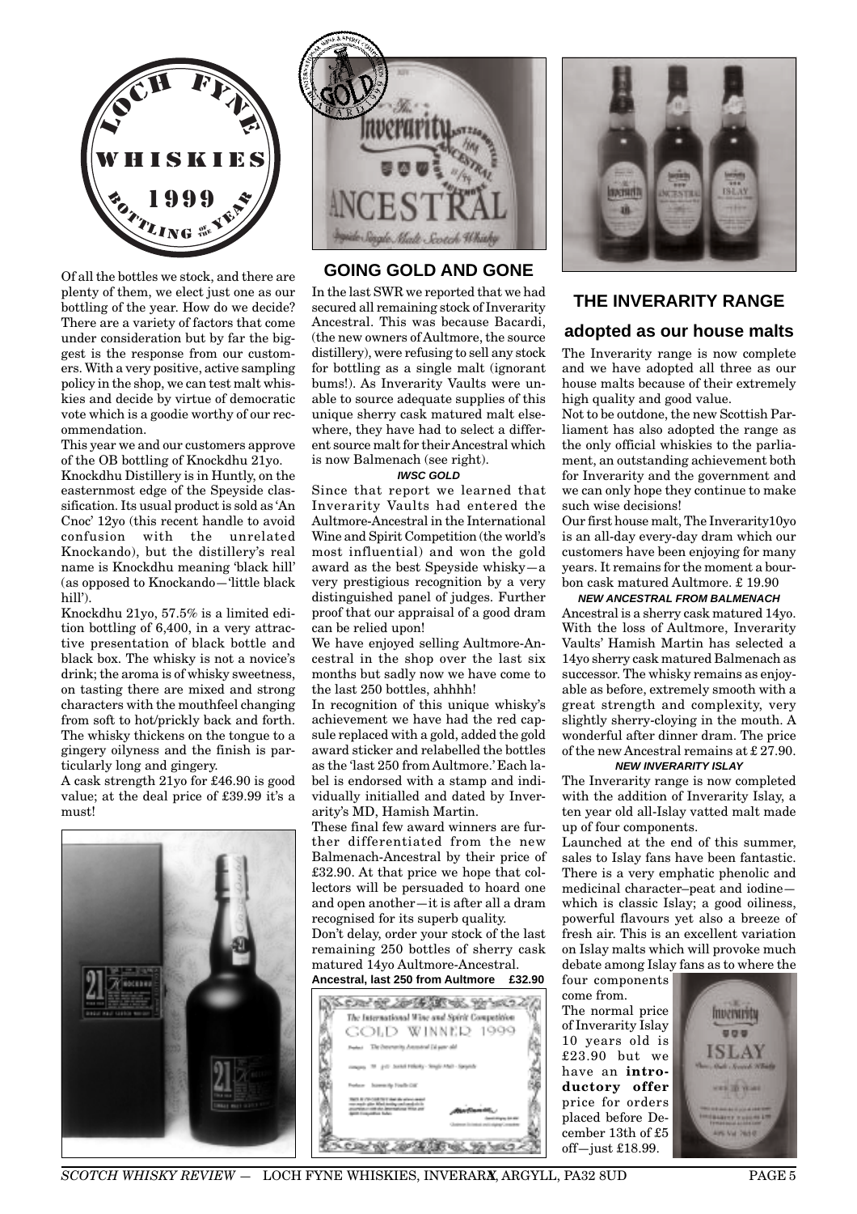# LOCH FYNE WHISKIES 1999 BOTTLING OF THE YEAR

Of all the bottles we stock, and there are plenty of them, we elect just one as our bottling of the year. How do we decide? There are a variety of factors that come under consideration but by far the biggest is the response from our customers. With a very positive, active sampling policy in the shop, we can test malt whiskies and decide by virtue of democratic vote which is a goodie worthy of our recommendation.

This year we and our customers approve of the OB bottling of Knockdhu 21yo.

Knockdhu Distillery is in Huntly, on the easternmost edge of the Speyside classification. Its usual product is sold as 'An Cnoc' 12yo (this recent handle to avoid confusion with the unrelated Knockando), but the distillery's real name is Knockdhu meaning 'black hill' (as opposed to Knockando—'little black hill').

Knockdhu 21yo, 57.5% is a limited edition bottling of 6,400, in a very attractive presentation of black bottle and black box. The whisky is not a novice's drink; the aroma is of whisky sweetness, on tasting there are mixed and strong characters with the mouthfeel changing from soft to hot/prickly back and forth. The whisky thickens on the tongue to a gingery oilyness and the finish is particularly long and gingery.

A cask strength 21yo for £46.90 is good value; at the deal price of £39.99 it's a must!

## GOING GOLD AND GONE

In the last SWR we reported that we had secured all remaining stock of Inverarity Ancestral. This was because Bacardi, (the new owners of Aultmore, the source distillery), were refusing to sell any stock for bottling as a single malt (ignorant bums!). As Inverarity Vaults were unable to source adequate supplies of this unique sherry cask matured malt elsewhere, they have had to select a different source malt for their Ancestral which is now Balmenach (see right).

### IWSC GOLD

Since that report we learned that Inverarity Vaults had entered the Aultmore-Ancestral in the International Wine and Spirit Competition (the world's most influential) and won the gold award as the best Speyside whisky—a very prestigious recognition by a very distinguished panel of judges. Further proof that our appraisal of a good dram can be relied upon!

We have enjoyed selling Aultmore-Ancestral in the shop over the last six months but sadly now we have come to the last 250 bottles, ahhhh!

In recognition of this unique whisky's achievement we have had the red capsule replaced with a gold, added the gold award sticker and relabelled the bottles as the 'last 250 from Aultmore.' Each label is endorsed with a stamp and individually initialled and dated by Inverarity's MD, Hamish Martin.

These final few award winners are further differentiated from the new Balmenach-Ancestral by their price of £32.90. At that price we hope that collectors will be persuaded to hoard one and open another—it is after all a dram recognised for its superb quality.

Don't delay, order your stock of the last remaining 250 bottles of sherry cask matured 14yo Aultmore-Ancestral.

**Ancestral, last 250 from Aultmore £32.90**

## THE INVERARITY RANGE

### adopted as our house malts

The Inverarity range is now complete and we have adopted all three as our house malts because of their extremely high quality and good value.

Not to be outdone, the new Scottish Parliament has also adopted the range as the only official whiskies to the parliament, an outstanding achievement both for Inverarity and the government and we can only hope they continue to make such wise decisions!

Our first house malt, The Inverarity10yo is an all-day every-day dram which our customers have been enjoying for many years. It remains for the moment a bourbon cask matured Aultmore. £ 19.90

### NEW ANCESTRAL FROM BALMENACH

Ancestral is a sherry cask matured 14yo. With the loss of Aultmore, Inverarity Vaults' Hamish Martin has selected a 14yo sherry cask matured Balmenach as successor. The whisky remains as enjoyable as before, extremely smooth with a great strength and complexity, very slightly sherry-cloying in the mouth. A wonderful after dinner dram. The price of the new Ancestral remains at £ 27.90.

### NEW INVERARITY ISLAY

The Inverarity range is now completed with the addition of Inverarity Islay, a ten year old all-Islay vatted malt made up of four components.

Launched at the end of this summer, sales to Islay fans have been fantastic. There is a very emphatic phenolic and medicinal character–peat and iodine—which is classic Islay; a good oiliness, powerful flavours yet also a breeze of fresh air. This is an excellent variation on Islay malts which will provoke much debate among Islay fans as to where the four components come from.

The normal price of Inverarity Islay 10 years old is £23.90 but we have an **introductory offer** price for orders placed before December 13th of £5 off—just £18.99.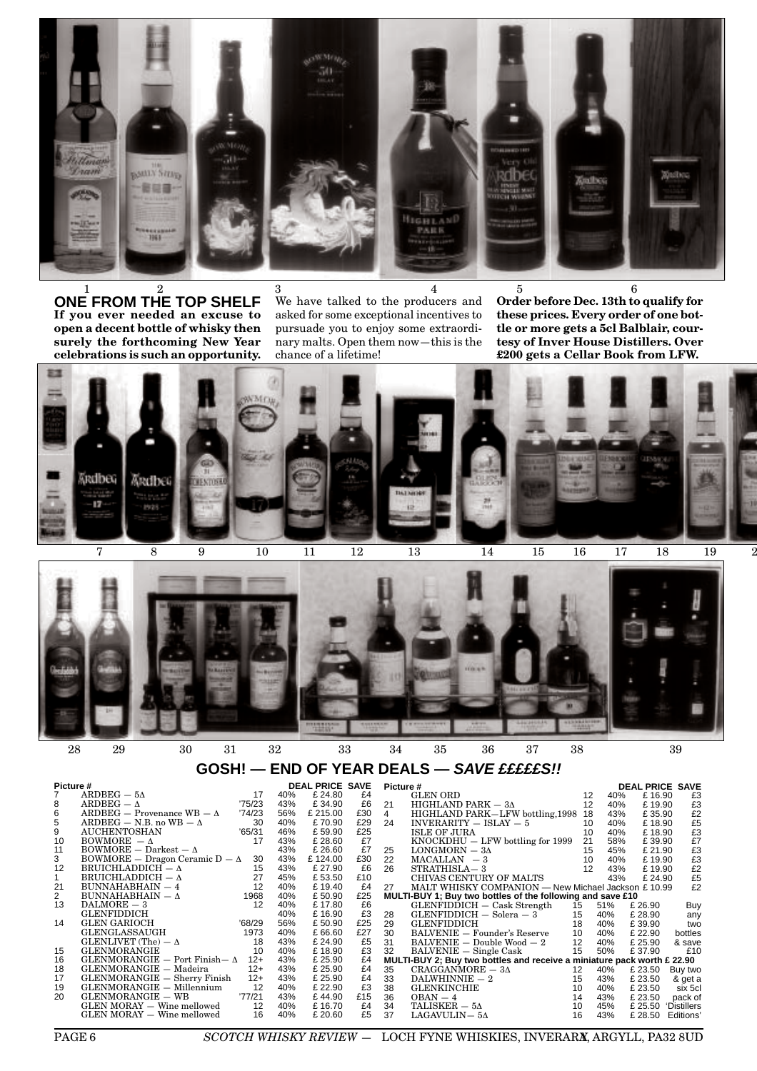## ONE FROM THE TOP SHELF

**If you ever needed an excuse to open a decent bottle of whisky then surely the forthcoming New Year celebrations is such an opportunity.** We have talked to the producers and asked for some exceptional incentives to pursuade you to enjoy some extraordinary malts. Open them now—this is the chance of a lifetime! **Order before Dec. 13th to qualify for these prices. Every order of one bottle or more gets a 5cl Balblair, courtesy of Inver House Distillers. Over £200 gets a Cellar Book from LFW.**

## GOSH! — END OF YEAR DEALS — *SAVE £££££S!!*

| Picture # | | | | DEAL PRICE | SAVE |
|---|---|---|---|---|---|
| 7 | ARDBEG — 5Δ | 17 | 40% | £ 24.80 | £4 |
| 8 | ARDBEG — Δ | '75/23 | 43% | £ 34.90 | £6 |
| 6 | ARDBEG — Provenance WB — Δ | '74/23 | 56% | £ 215.00 | £30 |
| 5 | ARDBEG — N.B. no WB — Δ | 30 | 40% | £ 70.90 | £29 |
| 9 | AUCHENTOSHAN | '65/31 | 46% | £ 59.90 | £25 |
| 10 | BOWMORE — Δ | 17 | 43% | £ 28.60 | £7 |
| 11 | BOWMORE — Darkest — Δ | | 43% | £ 26.60 | £7 |
| 3 | BOWMORE — Dragon Ceramic D — Δ | 30 | 43% | £ 124.00 | £30 |
| 12 | BRUICHLADDICH — Δ | 15 | 43% | £ 27.90 | £6 |
| 1 | BRUICHLADDICH — Δ | 27 | 45% | £ 53.50 | £10 |
| 21 | BUNNAHABHAIN — 4 | 12 | 40% | £ 19.40 | £4 |
| 2 | BUNNAHABHAIN — Δ | 1968 | 40% | £ 50.90 | £25 |
| 13 | DALMORE — 3 | 12 | 40% | £ 17.80 | £6 |
| | GLENFIDDICH | | 40% | £ 16.90 | £3 |
| 14 | GLEN GARIOCH | '68/29 | 56% | £ 50.90 | £25 |
| | GLENGLASSAUGH | 1973 | 40% | £ 66.60 | £27 |
| | GLENLIVET (The) — Δ | 18 | 43% | £ 24.90 | £5 |
| 15 | GLENMORANGIE | 10 | 40% | £ 18.90 | £3 |
| 16 | GLENMORANGIE — Port Finish— Δ | 12+ | 43% | £ 25.90 | £4 |
| 18 | GLENMORANGIE — Madeira | 12+ | 43% | £ 25.90 | £4 |
| 17 | GLENMORANGIE — Sherry Finish | 12+ | 43% | £ 25.90 | £4 |
| 19 | GLENMORANGIE — Millennium | 12 | 40% | £ 22.90 | £3 |
| 20 | GLENMORANGIE — WB | '77/21 | 43% | £ 44.90 | £15 |
| | GLEN MORAY — Wine mellowed | 12 | 40% | £ 16.70 | £4 |
| | GLEN MORAY — Wine mellowed | 16 | 40% | £ 20.60 | £5 |

| Picture # | | | | DEAL PRICE | SAVE |
|---|---|---|---|---|---|
| | GLEN ORD | 12 | 40% | £ 16.90 | £3 |
| 21 | HIGHLAND PARK — 3Δ | 12 | 40% | £ 19.90 | £3 |
| 4 | HIGHLAND PARK—LFW bottling,1998 | 18 | 43% | £ 35.90 | £2 |
| 24 | INVERARITY — ISLAY — 5 | 10 | 40% | £ 18.90 | £5 |
| | ISLE OF JURA | 10 | 40% | £ 18.90 | £3 |
| | KNOCKDHU — LFW bottling for 1999 | 21 | 58% | £ 39.90 | £7 |
| 25 | LONGMORN — 3Δ | 15 | 45% | £ 21.90 | £3 |
| 22 | MACALLAN — 3 | 10 | 40% | £ 19.90 | £3 |
| 26 | STRATHISLA— 3 | 12 | 43% | £ 19.90 | £2 |
| | CHIVAS CENTURY OF MALTS | | 43% | £ 24.90 | £5 |
| 27 | MALT WHISKY COMPANION — New Michael Jackson | | | £ 10.99 | £2 |
| **MULTI-BUY 1; Buy two bottles of the following and save £10** | | | | | |
| | GLENFIDDICH — Cask Strength | 15 | 51% | £ 26.90 | Buy |
| 28 | GLENFIDDICH — Solera — 3 | 15 | 40% | £ 28.90 | any |
| 29 | GLENFIDDICH | 18 | 40% | £ 39.90 | two |
| 30 | BALVENIE — Founder's Reserve | 10 | 40% | £ 22.90 | bottles |
| 31 | BALVENIE — Double Wood — 2 | 12 | 40% | £ 25.90 | & save |
| 32 | BALVENIE — Single Cask | 15 | 50% | £ 37.90 | £10 |
| **MULTI-BUY 2; Buy two bottles and receive a miniature pack worth £ 22.90** | | | | | |
| 35 | CRAGGANMORE — 3Δ | 12 | 40% | £ 23.50 | Buy two |
| 33 | DALWHINNIE — 2 | 15 | 43% | £ 23.50 | & get a |
| 38 | GLENKINCHIE | 10 | 40% | £ 23.50 | six 5cl |
| 36 | OBAN — 4 | 14 | 43% | £ 23.50 | pack of |
| 34 | TALISKER — 5Δ | 10 | 45% | £ 25.50 | 'Distillers |
| 37 | LAGAVULIN— 5Δ | 16 | 43% | £ 28.50 | Editions' |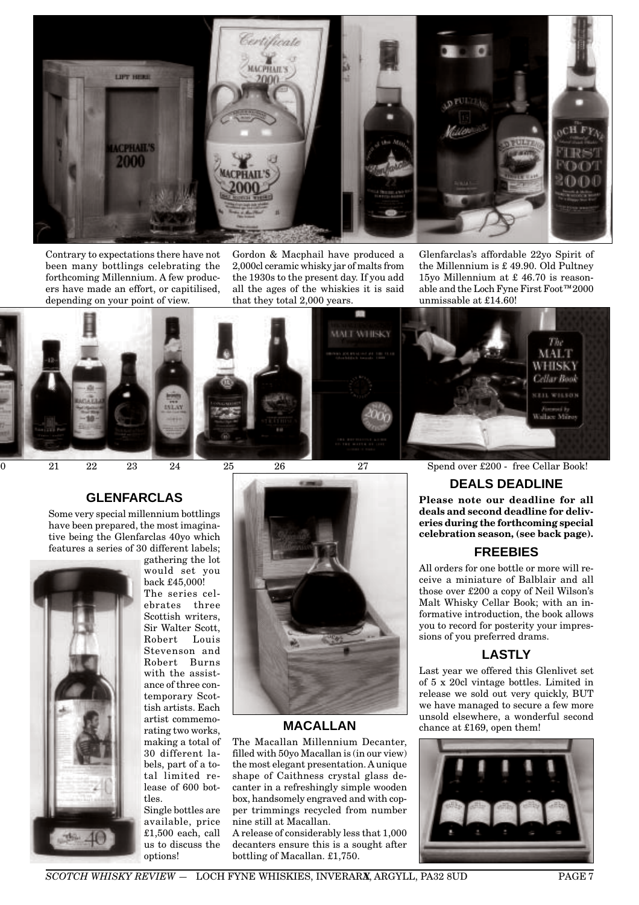Contrary to expectations there have not been many bottlings celebrating the forthcoming Millennium. A few producers have made an effort, or capitilised, depending on your point of view.

Gordon & Macphail have produced a 2,000cl ceramic whisky jar of malts from the 1930s to the present day. If you add all the ages of the whiskies it is said that they total 2,000 years.

Glenfarclas's affordable 22yo Spirit of the Millennium is £ 49.90. Old Pultney 15yo Millennium at £ 46.70 is reasonable and the Loch Fyne First Foot™2000 unmissable at £14.60!

0 21 22 23 24 25 26 27

Spend over £200 - free Cellar Book!

## GLENFARCLAS

Some very special millennium bottlings have been prepared, the most imaginative being the Glenfarclas 40yo which features a series of 30 different labels; gathering the lot would set you back £45,000!

The series celebrates three Scottish writers, Sir Walter Scott, Robert Louis Stevenson and Robert Burns with the assistance of three contemporary Scottish artists. Each artist commemorating two works, making a total of 30 different labels, part of a total limited release of 600 bottles.

Single bottles are available, price £1,500 each, call us to discuss the options!

## MACALLAN

The Macallan Millennium Decanter, filled with 50yo Macallan is (in our view) the most elegant presentation. A unique shape of Caithness crystal glass decanter in a refreshingly simple wooden box, handsomely engraved and with copper trimmings recycled from number nine still at Macallan.

A release of considerably less that 1,000 decanters ensure this is a sought after bottling of Macallan. £1,750.

## DEALS DEADLINE

**Please note our deadline for all deals and second deadline for deliveries during the forthcoming special celebration season, (see back page).**

## FREEBIES

All orders for one bottle or more will receive a miniature of Balblair and all those over £200 a copy of Neil Wilson's Malt Whisky Cellar Book; with an informative introduction, the book allows you to record for posterity your impressions of you preferred drams.

## LASTLY

Last year we offered this Glenlivet set of 5 x 20cl vintage bottles. Limited in release we sold out very quickly, BUT we have managed to secure a few more unsold elsewhere, a wonderful second chance at £169, open them!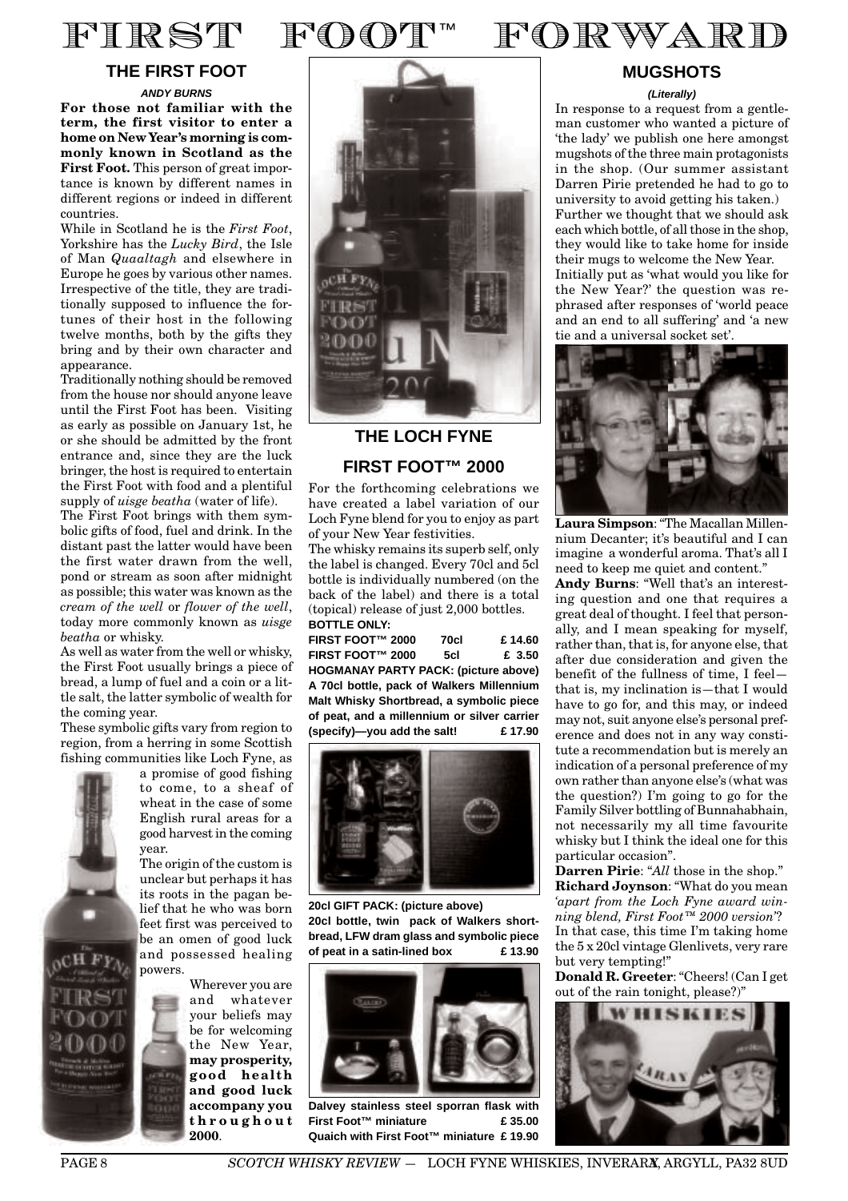# FIRST FOOT™ FORWARD

## THE FIRST FOOT

***ANDY BURNS***

**For those not familiar with the term, the first visitor to enter a home on New Year's morning is commonly known in Scotland as the First Foot.** This person of great importance is known by different names in different regions or indeed in different countries.

While in Scotland he is the *First Foot*, Yorkshire has the *Lucky Bird*, the Isle of Man *Quaaltagh* and elsewhere in Europe he goes by various other names. Irrespective of the title, they are traditionally supposed to influence the fortunes of their host in the following twelve months, both by the gifts they bring and by their own character and appearance.

Traditionally nothing should be removed from the house nor should anyone leave until the First Foot has been. Visiting as early as possible on January 1st, he or she should be admitted by the front entrance and, since they are the luck bringer, the host is required to entertain the First Foot with food and a plentiful supply of *uisge beatha* (water of life).

The First Foot brings with them symbolic gifts of food, fuel and drink. In the distant past the latter would have been the first water drawn from the well, pond or stream as soon after midnight as possible; this water was known as the *cream of the well* or *flower of the well*, today more commonly known as *uisge beatha* or whisky.

As well as water from the well or whisky, the First Foot usually brings a piece of bread, a lump of fuel and a coin or a little salt, the latter symbolic of wealth for the coming year.

These symbolic gifts vary from region to region, from a herring in some Scottish fishing communities like Loch Fyne, as a promise of good fishing to come, to a sheaf of wheat in the case of some English rural areas for a good harvest in the coming year.

The origin of the custom is unclear but perhaps it has its roots in the pagan belief that he who was born feet first was perceived to be an omen of good luck and possessed healing powers.

Wherever you are and whatever your beliefs may be for welcoming the New Year, **may prosperity, good health and good luck accompany you throughout 2000**.

## THE LOCH FYNE FIRST FOOT™ 2000

For the forthcoming celebrations we have created a label variation of our Loch Fyne blend for you to enjoy as part of your New Year festivities.

The whisky remains its superb self, only the label is changed. Every 70cl and 5cl bottle is individually numbered (on the back of the label) and there is a total (topical) release of just 2,000 bottles.

**BOTTLE ONLY:**

| | | |
|---|---|---|
| **FIRST FOOT™ 2000** | **70cl** | **£ 14.60** |
| **FIRST FOOT™ 2000** | **5cl** | **£ 3.50** |

**HOGMANAY PARTY PACK: (picture above)**
**A 70cl bottle, pack of Walkers Millennium Malt Whisky Shortbread, a symbolic piece of peat, and a millennium or silver carrier (specify)—you add the salt! £ 17.90**

**20cl GIFT PACK: (picture above)**
**20cl bottle, twin pack of Walkers shortbread, LFW dram glass and symbolic piece of peat in a satin-lined box £ 13.90**

**Dalvey stainless steel sporran flask with First Foot™ miniature £ 35.00**
**Quaich with First Foot™ miniature £ 19.90**

## MUGSHOTS

***(Literally)***

In response to a request from a gentleman customer who wanted a picture of 'the lady' we publish one here amongst mugshots of the three main protagonists in the shop. (Our summer assistant Darren Pirie pretended he had to go to university to avoid getting his taken.)

Further we thought that we should ask each which bottle, of all those in the shop, they would like to take home for inside their mugs to welcome the New Year.

Initially put as 'what would you like for the New Year?' the question was rephrased after responses of 'world peace and an end to all suffering' and 'a new tie and a universal socket set'.

**Laura Simpson**: "The Macallan Millennium Decanter; it's beautiful and I can imagine a wonderful aroma. That's all I need to keep me quiet and content."

**Andy Burns**: "Well that's an interesting question and one that requires a great deal of thought. I feel that personally, and I mean speaking for myself, rather than, that is, for anyone else, that after due consideration and given the benefit of the fullness of time, I feel—that is, my inclination is—that I would have to go for, and this may, or indeed may not, suit anyone else's personal preference and does not in any way constitute a recommendation but is merely an indication of a personal preference of my own rather than anyone else's (what was the question?) I'm going to go for the Family Silver bottling of Bunnahabhain, not necessarily my all time favourite whisky but I think the ideal one for this particular occasion".

**Darren Pirie**: "*All* those in the shop."

**Richard Joynson**: "What do you mean '*apart from the Loch Fyne award winning blend, First Foot™ 2000 version*'? In that case, this time I'm taking home the 5 x 20cl vintage Glenlivets, very rare but very tempting!"

**Donald R. Greeter**: "Cheers! (Can I get out of the rain tonight, please?)"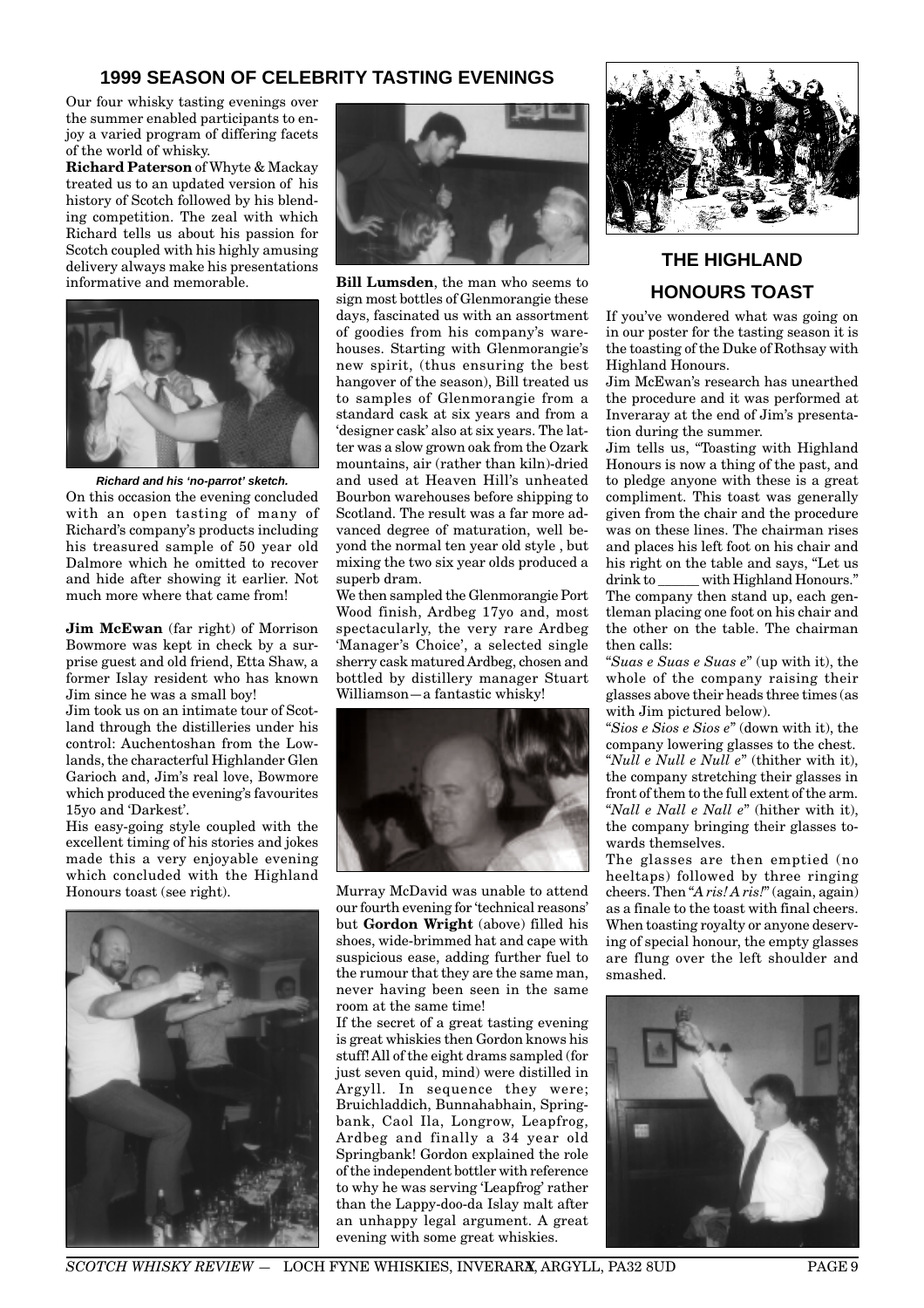## 1999 SEASON OF CELEBRITY TASTING EVENINGS

Our four whisky tasting evenings over the summer enabled participants to enjoy a varied program of differing facets of the world of whisky.

**Richard Paterson** of Whyte & Mackay treated us to an updated version of his history of Scotch followed by his blending competition. The zeal with which Richard tells us about his passion for Scotch coupled with his highly amusing delivery always make his presentations informative and memorable.

*Richard and his 'no-parrot' sketch.*

On this occasion the evening concluded with an open tasting of many of Richard's company's products including his treasured sample of 50 year old Dalmore which he omitted to recover and hide after showing it earlier. Not much more where that came from!

**Jim McEwan** (far right) of Morrison Bowmore was kept in check by a surprise guest and old friend, Etta Shaw, a former Islay resident who has known Jim since he was a small boy!

Jim took us on an intimate tour of Scotland through the distilleries under his control: Auchentoshan from the Lowlands, the characterful Highlander Glen Garioch and, Jim's real love, Bowmore which produced the evening's favourites 15yo and 'Darkest'.

His easy-going style coupled with the excellent timing of his stories and jokes made this a very enjoyable evening which concluded with the Highland Honours toast (see right).

**Bill Lumsden**, the man who seems to sign most bottles of Glenmorangie these days, fascinated us with an assortment of goodies from his company's warehouses. Starting with Glenmorangie's new spirit, (thus ensuring the best hangover of the season), Bill treated us to samples of Glenmorangie from a standard cask at six years and from a 'designer cask' also at six years. The latter was a slow grown oak from the Ozark mountains, air (rather than kiln)-dried and used at Heaven Hill's unheated Bourbon warehouses before shipping to Scotland. The result was a far more advanced degree of maturation, well beyond the normal ten year old style , but mixing the two six year olds produced a superb dram.

We then sampled the Glenmorangie Port Wood finish, Ardbeg 17yo and, most spectacularly, the very rare Ardbeg 'Manager's Choice', a selected single sherry cask matured Ardbeg, chosen and bottled by distillery manager Stuart Williamson—a fantastic whisky!

Murray McDavid was unable to attend our fourth evening for 'technical reasons' but **Gordon Wright** (above) filled his shoes, wide-brimmed hat and cape with suspicious ease, adding further fuel to the rumour that they are the same man, never having been seen in the same room at the same time!

If the secret of a great tasting evening is great whiskies then Gordon knows his stuff! All of the eight drams sampled (for just seven quid, mind) were distilled in Argyll. In sequence they were; Bruichladdich, Bunnahabhain, Springbank, Caol Ila, Longrow, Leapfrog, Ardbeg and finally a 34 year old Springbank! Gordon explained the role of the independent bottler with reference to why he was serving 'Leapfrog' rather than the Lappy-doo-da Islay malt after an unhappy legal argument. A great evening with some great whiskies.

## THE HIGHLAND HONOURS TOAST

If you've wondered what was going on in our poster for the tasting season it is the toasting of the Duke of Rothsay with Highland Honours.

Jim McEwan's research has unearthed the procedure and it was performed at Inveraray at the end of Jim's presentation during the summer.

Jim tells us, "Toasting with Highland Honours is now a thing of the past, and to pledge anyone with these is a great compliment. This toast was generally given from the chair and the procedure was on these lines. The chairman rises and places his left foot on his chair and his right on the table and says, "Let us drink to ______ with Highland Honours." The company then stand up, each gentleman placing one foot on his chair and the other on the table. The chairman then calls:

"*Suas e Suas e Suas e*" (up with it), the whole of the company raising their glasses above their heads three times (as with Jim pictured below).

"*Sios e Sios e Sios e*" (down with it), the company lowering glasses to the chest.

"*Null e Null e Null e*" (thither with it), the company stretching their glasses in front of them to the full extent of the arm.

"*Nall e Nall e Nall e*" (hither with it), the company bringing their glasses towards themselves.

The glasses are then emptied (no heeltaps) followed by three ringing cheers. Then "*A ris! A ris!*" (again, again) as a finale to the toast with final cheers. When toasting royalty or anyone deserving of special honour, the empty glasses are flung over the left shoulder and smashed.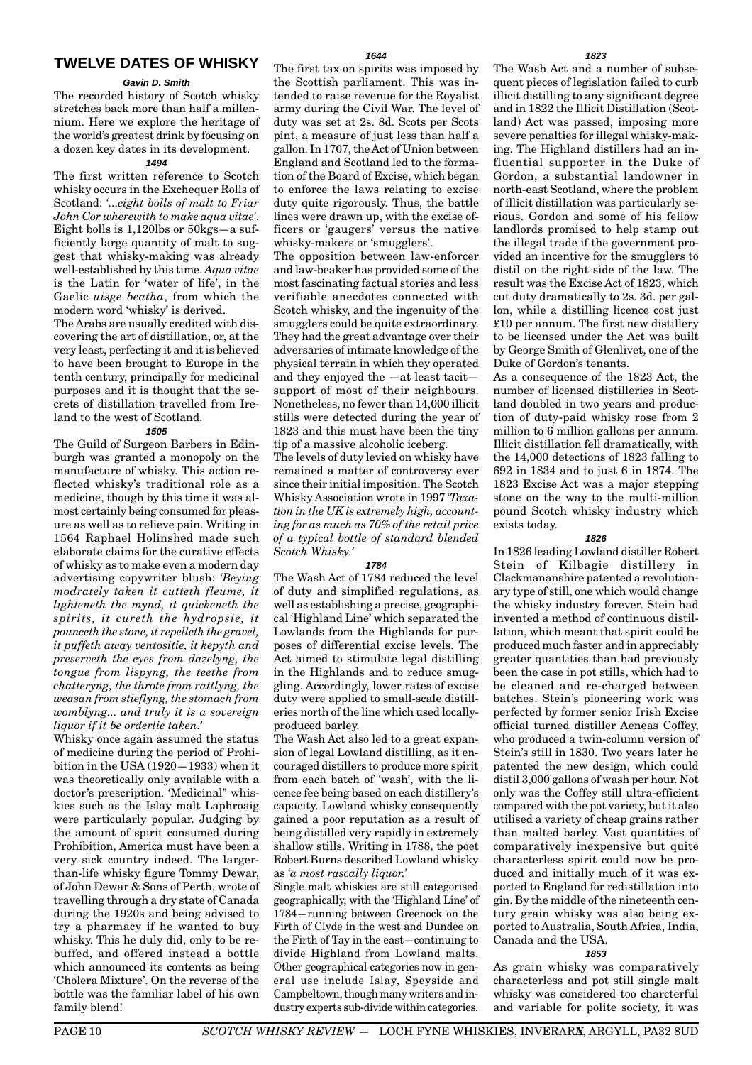## TWELVE DATES OF WHISKY

***Gavin D. Smith***

The recorded history of Scotch whisky stretches back more than half a millennium. Here we explore the heritage of the world's greatest drink by focusing on a dozen key dates in its development.

### *1494*

The first written reference to Scotch whisky occurs in the Exchequer Rolls of Scotland: *'...eight bolls of malt to Friar John Cor wherewith to make aqua vitae'*. Eight bolls is 1,120lbs or 50kgs—a sufficiently large quantity of malt to suggest that whisky-making was already well-established by this time. *Aqua vitae* is the Latin for 'water of life', in the Gaelic *uisge beatha*, from which the modern word 'whisky' is derived.

The Arabs are usually credited with discovering the art of distillation, or, at the very least, perfecting it and it is believed to have been brought to Europe in the tenth century, principally for medicinal purposes and it is thought that the secrets of distillation travelled from Ireland to the west of Scotland.

### *1505*

The Guild of Surgeon Barbers in Edinburgh was granted a monopoly on the manufacture of whisky. This action reflected whisky's traditional role as a medicine, though by this time it was almost certainly being consumed for pleasure as well as to relieve pain. Writing in 1564 Raphael Holinshed made such elaborate claims for the curative effects of whisky as to make even a modern day advertising copywriter blush: *'Beying modrately taken it cutteth fleume, it lighteneth the mynd, it quickeneth the spirits, it cureth the hydropsie, it pounceth the stone, it repelleth the gravel, it puffeth away ventositie, it kepyth and preserveth the eyes from dazelyng, the tongue from lispyng, the teethe from chatteryng, the throte from rattlyng, the weasan from stieflyng, the stomach from womblyng... and truly it is a sovereign liquor if it be orderlie taken.'*

Whisky once again assumed the status of medicine during the period of Prohibition in the USA (1920—1933) when it was theoretically only available with a doctor's prescription. 'Medicinal" whiskies such as the Islay malt Laphroaig were particularly popular. Judging by the amount of spirit consumed during Prohibition, America must have been a very sick country indeed. The larger-than-life whisky figure Tommy Dewar, of John Dewar & Sons of Perth, wrote of travelling through a dry state of Canada during the 1920s and being advised to try a pharmacy if he wanted to buy whisky. This he duly did, only to be rebuffed, and offered instead a bottle which announced its contents as being 'Cholera Mixture'. On the reverse of the bottle was the familiar label of his own family blend!

### *1644*

The first tax on spirits was imposed by the Scottish parliament. This was intended to raise revenue for the Royalist army during the Civil War. The level of duty was set at 2s. 8d. Scots per Scots pint, a measure of just less than half a gallon. In 1707, the Act of Union between England and Scotland led to the formation of the Board of Excise, which began to enforce the laws relating to excise duty quite rigorously. Thus, the battle lines were drawn up, with the excise officers or 'gaugers' versus the native whisky-makers or 'smugglers'.

The opposition between law-enforcer and law-beaker has provided some of the most fascinating factual stories and less verifiable anecdotes connected with Scotch whisky, and the ingenuity of the smugglers could be quite extraordinary. They had the great advantage over their adversaries of intimate knowledge of the physical terrain in which they operated and they enjoyed the —at least tacit— support of most of their neighbours. Nonetheless, no fewer than 14,000 illicit stills were detected during the year of 1823 and this must have been the tiny tip of a massive alcoholic iceberg.

The levels of duty levied on whisky have remained a matter of controversy ever since their initial imposition. The Scotch Whisky Association wrote in 1997 *'Taxation in the UK is extremely high, accounting for as much as 70% of the retail price of a typical bottle of standard blended Scotch Whisky.'*

### *1784*

The Wash Act of 1784 reduced the level of duty and simplified regulations, as well as establishing a precise, geographical 'Highland Line' which separated the Lowlands from the Highlands for purposes of differential excise levels. The Act aimed to stimulate legal distilling in the Highlands and to reduce smuggling. Accordingly, lower rates of excise duty were applied to small-scale distilleries north of the line which used locally-produced barley.

The Wash Act also led to a great expansion of legal Lowland distilling, as it encouraged distillers to produce more spirit from each batch of 'wash', with the licence fee being based on each distillery's capacity. Lowland whisky consequently gained a poor reputation as a result of being distilled very rapidly in extremely shallow stills. Writing in 1788, the poet Robert Burns described Lowland whisky as *'a most rascally liquor.'*

Single malt whiskies are still categorised geographically, with the 'Highland Line' of 1784—running between Greenock on the Firth of Clyde in the west and Dundee on the Firth of Tay in the east—continuing to divide Highland from Lowland malts. Other geographical categories now in general use include Islay, Speyside and Campbeltown, though many writers and industry experts sub-divide within categories.

### *1823*

The Wash Act and a number of subsequent pieces of legislation failed to curb illicit distilling to any significant degree and in 1822 the Illicit Distillation (Scotland) Act was passed, imposing more severe penalties for illegal whisky-making. The Highland distillers had an influential supporter in the Duke of Gordon, a substantial landowner in north-east Scotland, where the problem of illicit distillation was particularly serious. Gordon and some of his fellow landlords promised to help stamp out the illegal trade if the government provided an incentive for the smugglers to distil on the right side of the law. The result was the Excise Act of 1823, which cut duty dramatically to 2s. 3d. per gallon, while a distilling licence cost just £10 per annum. The first new distillery to be licensed under the Act was built by George Smith of Glenlivet, one of the Duke of Gordon's tenants.

As a consequence of the 1823 Act, the number of licensed distilleries in Scotland doubled in two years and production of duty-paid whisky rose from 2 million to 6 million gallons per annum. Illicit distillation fell dramatically, with the 14,000 detections of 1823 falling to 692 in 1834 and to just 6 in 1874. The 1823 Excise Act was a major stepping stone on the way to the multi-million pound Scotch whisky industry which exists today.

### *1826*

In 1826 leading Lowland distiller Robert Stein of Kilbagie distillery in Clackmananshire patented a revolutionary type of still, one which would change the whisky industry forever. Stein had invented a method of continuous distillation, which meant that spirit could be produced much faster and in appreciably greater quantities than had previously been the case in pot stills, which had to be cleaned and re-charged between batches. Stein's pioneering work was perfected by former senior Irish Excise official turned distiller Aeneas Coffey, who produced a twin-column version of Stein's still in 1830. Two years later he patented the new design, which could distil 3,000 gallons of wash per hour. Not only was the Coffey still ultra-efficient compared with the pot variety, but it also utilised a variety of cheap grains rather than malted barley. Vast quantities of comparatively inexpensive but quite characterless spirit could now be produced and initially much of it was exported to England for redistillation into gin. By the middle of the nineteenth century grain whisky was also being exported to Australia, South Africa, India, Canada and the USA.

### *1853*

As grain whisky was comparatively characterless and pot still single malt whisky was considered too charcterful and variable for polite society, it was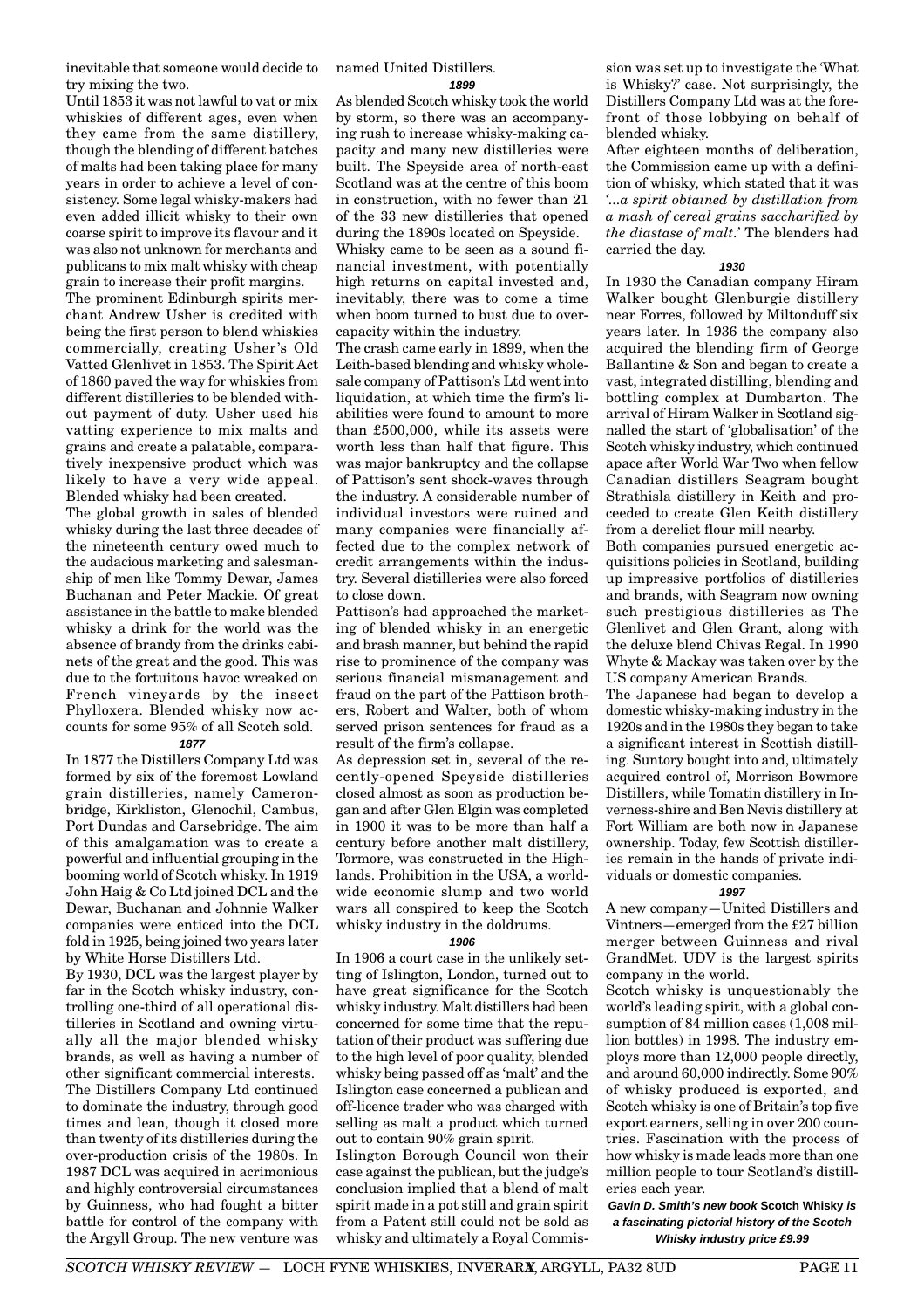inevitable that someone would decide to try mixing the two.

Until 1853 it was not lawful to vat or mix whiskies of different ages, even when they came from the same distillery, though the blending of different batches of malts had been taking place for many years in order to achieve a level of consistency. Some legal whisky-makers had even added illicit whisky to their own coarse spirit to improve its flavour and it was also not unknown for merchants and publicans to mix malt whisky with cheap grain to increase their profit margins.

The prominent Edinburgh spirits merchant Andrew Usher is credited with being the first person to blend whiskies commercially, creating Usher's Old Vatted Glenlivet in 1853. The Spirit Act of 1860 paved the way for whiskies from different distilleries to be blended without payment of duty. Usher used his vatting experience to mix malts and grains and create a palatable, comparatively inexpensive product which was likely to have a very wide appeal. Blended whisky had been created.

The global growth in sales of blended whisky during the last three decades of the nineteenth century owed much to the audacious marketing and salesmanship of men like Tommy Dewar, James Buchanan and Peter Mackie. Of great assistance in the battle to make blended whisky a drink for the world was the absence of brandy from the drinks cabinets of the great and the good. This was due to the fortuitous havoc wreaked on French vineyards by the insect Phylloxera. Blended whisky now accounts for some 95% of all Scotch sold.

### *1877*

In 1877 the Distillers Company Ltd was formed by six of the foremost Lowland grain distilleries, namely Cameronbridge, Kirkliston, Glenochil, Cambus, Port Dundas and Carsebridge. The aim of this amalgamation was to create a powerful and influential grouping in the booming world of Scotch whisky. In 1919 John Haig & Co Ltd joined DCL and the Dewar, Buchanan and Johnnie Walker companies were enticed into the DCL fold in 1925, being joined two years later by White Horse Distillers Ltd.

By 1930, DCL was the largest player by far in the Scotch whisky industry, controlling one-third of all operational distilleries in Scotland and owning virtually all the major blended whisky brands, as well as having a number of other significant commercial interests.

The Distillers Company Ltd continued to dominate the industry, through good times and lean, though it closed more than twenty of its distilleries during the over-production crisis of the 1980s. In 1987 DCL was acquired in acrimonious and highly controversial circumstances by Guinness, who had fought a bitter battle for control of the company with the Argyll Group. The new venture was named United Distillers.

### *1899*

As blended Scotch whisky took the world by storm, so there was an accompanying rush to increase whisky-making capacity and many new distilleries were built. The Speyside area of north-east Scotland was at the centre of this boom in construction, with no fewer than 21 of the 33 new distilleries that opened during the 1890s located on Speyside.

Whisky came to be seen as a sound financial investment, with potentially high returns on capital invested and, inevitably, there was to come a time when boom turned to bust due to overcapacity within the industry.

The crash came early in 1899, when the Leith-based blending and whisky wholesale company of Pattison's Ltd went into liquidation, at which time the firm's liabilities were found to amount to more than £500,000, while its assets were worth less than half that figure. This was major bankruptcy and the collapse of Pattison's sent shock-waves through the industry. A considerable number of individual investors were ruined and many companies were financially affected due to the complex network of credit arrangements within the industry. Several distilleries were also forced to close down.

Pattison's had approached the marketing of blended whisky in an energetic and brash manner, but behind the rapid rise to prominence of the company was serious financial mismanagement and fraud on the part of the Pattison brothers, Robert and Walter, both of whom served prison sentences for fraud as a result of the firm's collapse.

As depression set in, several of the recently-opened Speyside distilleries closed almost as soon as production began and after Glen Elgin was completed in 1900 it was to be more than half a century before another malt distillery, Tormore, was constructed in the Highlands. Prohibition in the USA, a worldwide economic slump and two world wars all conspired to keep the Scotch whisky industry in the doldrums.

### *1906*

In 1906 a court case in the unlikely setting of Islington, London, turned out to have great significance for the Scotch whisky industry. Malt distillers had been concerned for some time that the reputation of their product was suffering due to the high level of poor quality, blended whisky being passed off as 'malt' and the Islington case concerned a publican and off-licence trader who was charged with selling as malt a product which turned out to contain 90% grain spirit.

Islington Borough Council won their case against the publican, but the judge's conclusion implied that a blend of malt spirit made in a pot still and grain spirit from a Patent still could not be sold as whisky and ultimately a Royal Commission was set up to investigate the 'What is Whisky?' case. Not surprisingly, the Distillers Company Ltd was at the forefront of those lobbying on behalf of blended whisky.

After eighteen months of deliberation, the Commission came up with a definition of whisky, which stated that it was *'...a spirit obtained by distillation from a mash of cereal grains saccharified by the diastase of malt.'* The blenders had carried the day.

### *1930*

In 1930 the Canadian company Hiram Walker bought Glenburgie distillery near Forres, followed by Miltonduff six years later. In 1936 the company also acquired the blending firm of George Ballantine & Son and began to create a vast, integrated distilling, blending and bottling complex at Dumbarton. The arrival of Hiram Walker in Scotland signalled the start of 'globalisation' of the Scotch whisky industry, which continued apace after World War Two when fellow Canadian distillers Seagram bought Strathisla distillery in Keith and proceeded to create Glen Keith distillery from a derelict flour mill nearby.

Both companies pursued energetic acquisitions policies in Scotland, building up impressive portfolios of distilleries and brands, with Seagram now owning such prestigious distilleries as The Glenlivet and Glen Grant, along with the deluxe blend Chivas Regal. In 1990 Whyte & Mackay was taken over by the US company American Brands.

The Japanese had began to develop a domestic whisky-making industry in the 1920s and in the 1980s they began to take a significant interest in Scottish distilling. Suntory bought into and, ultimately acquired control of, Morrison Bowmore Distillers, while Tomatin distillery in Inverness-shire and Ben Nevis distillery at Fort William are both now in Japanese ownership. Today, few Scottish distilleries remain in the hands of private individuals or domestic companies.

### *1997*

A new company—United Distillers and Vintners—emerged from the £27 billion merger between Guinness and rival GrandMet. UDV is the largest spirits company in the world.

Scotch whisky is unquestionably the world's leading spirit, with a global consumption of 84 million cases (1,008 million bottles) in 1998. The industry employs more than 12,000 people directly, and around 60,000 indirectly. Some 90% of whisky produced is exported, and Scotch whisky is one of Britain's top five export earners, selling in over 200 countries. Fascination with the process of how whisky is made leads more than one million people to tour Scotland's distilleries each year.

***Gavin D. Smith's new book* Scotch Whisky *is a fascinating pictorial history of the Scotch Whisky industry price £9.99***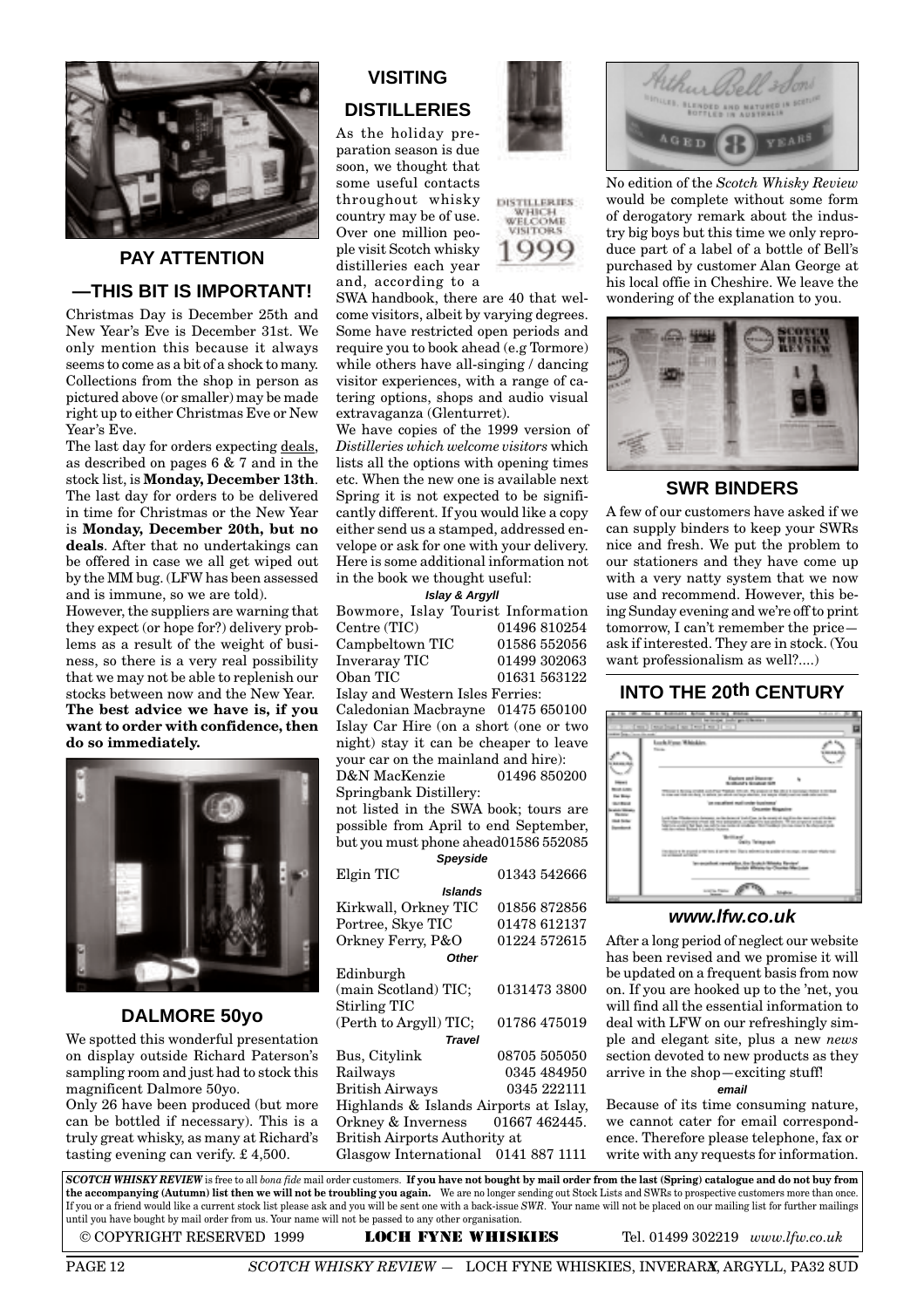## PAY ATTENTION —THIS BIT IS IMPORTANT!

Christmas Day is December 25th and New Year's Eve is December 31st. We only mention this because it always seems to come as a bit of a shock to many. Collections from the shop in person as pictured above (or smaller) may be made right up to either Christmas Eve or New Year's Eve.

The last day for orders expecting deals, as described on pages 6 & 7 and in the stock list, is **Monday, December 13th**. The last day for orders to be delivered in time for Christmas or the New Year is **Monday, December 20th, but no deals**. After that no undertakings can be offered in case we all get wiped out by the MM bug. (LFW has been assessed and is immune, so we are told).

However, the suppliers are warning that they expect (or hope for?) delivery problems as a result of the weight of business, so there is a very real possibility that we may not be able to replenish our stocks between now and the New Year. **The best advice we have is, if you want to order with confidence, then do so immediately.**

## DALMORE 50yo

We spotted this wonderful presentation on display outside Richard Paterson's sampling room and just had to stock this magnificent Dalmore 50yo.

Only 26 have been produced (but more can be bottled if necessary). This is a truly great whisky, as many at Richard's tasting evening can verify. £ 4,500.

## VISITING DISTILLERIES

DISTILLERIES WHICH WELCOME VISITORS 1999

As the holiday preparation season is due soon, we thought that some useful contacts throughout whisky country may be of use. Over one million people visit Scotch whisky distilleries each year and, according to a SWA handbook, there are 40 that welcome visitors, albeit by varying degrees. Some have restricted open periods and require you to book ahead (e.g Tormore) while others have all-singing / dancing visitor experiences, with a range of catering options, shops and audio visual extravaganza (Glenturret).

We have copies of the 1999 version of *Distilleries which welcome visitors* which lists all the options with opening times etc. When the new one is available next Spring it is not expected to be significantly different. If you would like a copy either send us a stamped, addressed envelope or ask for one with your delivery. Here is some additional information not in the book we thought useful:

***Islay & Argyll***

Bowmore, Islay Tourist Information Centre (TIC) 01496 810254
Campbeltown TIC 01586 552056
Inveraray TIC 01499 302063
Oban TIC 01631 563122
Islay and Western Isles Ferries:
Caledonian Macbrayne 01475 650100
Islay Car Hire (on a short (one or two night) stay it can be cheaper to leave your car on the mainland and hire):
D&N MacKenzie 01496 850200
Springbank Distillery:
not listed in the SWA book; tours are possible from April to end September, but you must phone ahead 01586 552085

***Speyside***

Elgin TIC 01343 542666

***Islands***

Kirkwall, Orkney TIC 01856 872856
Portree, Skye TIC 01478 612137
Orkney Ferry, P&O 01224 572615

***Other***

Edinburgh (main Scotland) TIC; 0131473 3800
Stirling TIC (Perth to Argyll) TIC; 01786 475019

***Travel***

Bus, Citylink 08705 505050
Railways 0345 484950
British Airways 0345 222111
Highlands & Islands Airports at Islay, Orkney & Inverness 01667 462445.
British Airports Authority at Glasgow International 0141 887 1111

No edition of the *Scotch Whisky Review* would be complete without some form of derogatory remark about the industry big boys but this time we only reproduce part of a label of a bottle of Bell's purchased by customer Alan George at his local offie in Cheshire. We leave the wondering of the explanation to you.

## SWR BINDERS

A few of our customers have asked if we can supply binders to keep your SWRs nice and fresh. We put the problem to our stationers and they have come up with a very natty system that we now use and recommend. However, this being Sunday evening and we're off to print tomorrow, I can't remember the price—ask if interested. They are in stock. (You want professionalism as well?....)

## INTO THE 20th CENTURY

***www.lfw.co.uk***

After a long period of neglect our website has been revised and we promise it will be updated on a frequent basis from now on. If you are hooked up to the 'net, you will find all the essential information to deal with LFW on our refreshingly simple and elegant site, plus a new *news* section devoted to new products as they arrive in the shop—exciting stuff!

***email***

Because of its time consuming nature, we cannot cater for email correspondence. Therefore please telephone, fax or write with any requests for information.

***SCOTCH WHISKY REVIEW*** is free to all *bona fide* mail order customers. **If you have not bought by mail order from the last (Spring) catalogue and do not buy from the accompanying (Autumn) list then we will not be troubling you again.** We are no longer sending out Stock Lists and SWRs to prospective customers more than once. If you or a friend would like a current stock list please ask and you will be sent one with a back-issue *SWR*. Your name will not be placed on our mailing list for further mailings until you have bought by mail order from us. Your name will not be passed to any other organisation.

© COPYRIGHT RESERVED 1999 — LOCH FYNE WHISKIES — Tel. 01499 302219 *www.lfw.co.uk*